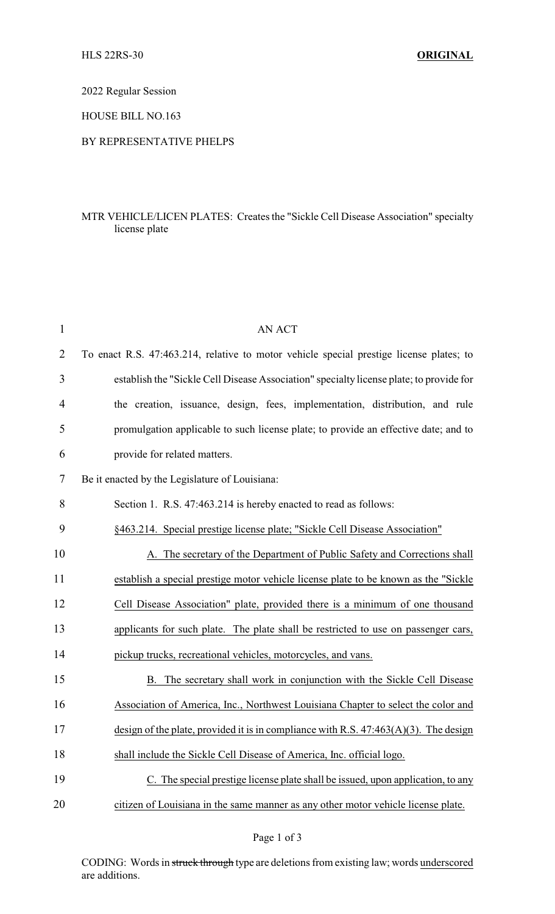HLS 22RS-30 **ORIGINAL**

2022 Regular Session

HOUSE BILL NO.163

BY REPRESENTATIVE PHELPS

MTR VEHICLE/LICEN PLATES: Creates the "Sickle Cell Disease Association" specialty license plate

AN ACT

To enact R.S. 47:463.214, relative to motor vehicle special prestige license plates; to establish the "Sickle Cell Disease Association" specialty license plate; to provide for the creation, issuance, design, fees, implementation, distribution, and rule promulgation applicable to such license plate; to provide an effective date; and to provide for related matters.

Be it enacted by the Legislature of Louisiana:

Section 1. R.S. 47:463.214 is hereby enacted to read as follows:

<u>§463.214. Special prestige license plate; "Sickle Cell Disease Association"</u>

<u>A. The secretary of the Department of Public Safety and Corrections shall establish a special prestige motor vehicle license plate to be known as the "Sickle Cell Disease Association" plate, provided there is a minimum of one thousand applicants for such plate. The plate shall be restricted to use on passenger cars, pickup trucks, recreational vehicles, motorcycles, and vans.</u>

<u>B. The secretary shall work in conjunction with the Sickle Cell Disease Association of America, Inc., Northwest Louisiana Chapter to select the color and design of the plate, provided it is in compliance with R.S. 47:463(A)(3). The design shall include the Sickle Cell Disease of America, Inc. official logo.</u>

<u>C. The special prestige license plate shall be issued, upon application, to any citizen of Louisiana in the same manner as any other motor vehicle license plate.</u>

CODING: Words in ~~struck through~~ type are deletions from existing law; words <u>underscored</u> are additions.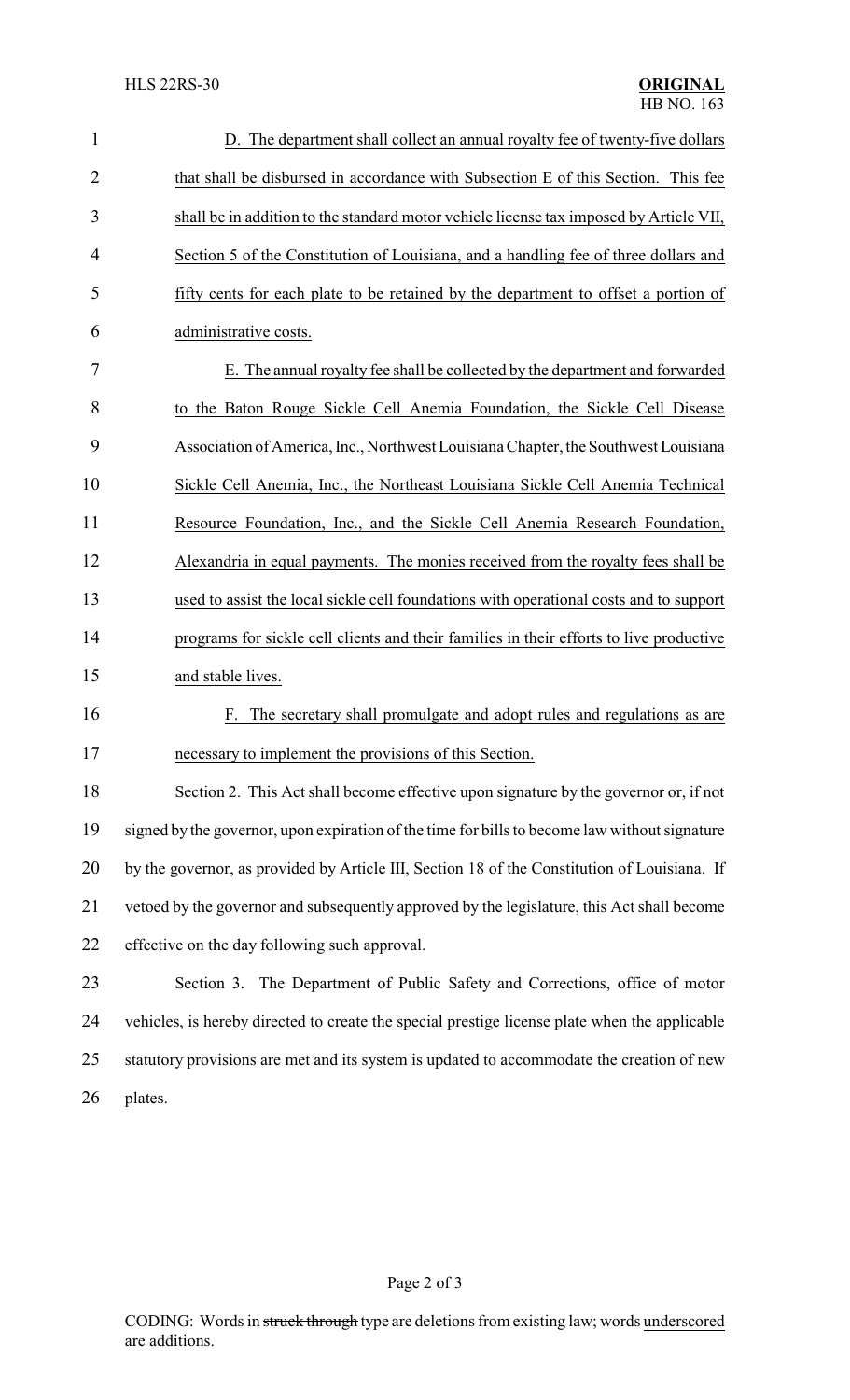D. The department shall collect an annual royalty fee of twenty-five dollars that shall be disbursed in accordance with Subsection E of this Section. This fee shall be in addition to the standard motor vehicle license tax imposed by Article VII, Section 5 of the Constitution of Louisiana, and a handling fee of three dollars and fifty cents for each plate to be retained by the department to offset a portion of administrative costs.

E. The annual royalty fee shall be collected by the department and forwarded to the Baton Rouge Sickle Cell Anemia Foundation, the Sickle Cell Disease Association of America, Inc., Northwest Louisiana Chapter, the Southwest Louisiana Sickle Cell Anemia, Inc., the Northeast Louisiana Sickle Cell Anemia Technical Resource Foundation, Inc., and the Sickle Cell Anemia Research Foundation, Alexandria in equal payments. The monies received from the royalty fees shall be used to assist the local sickle cell foundations with operational costs and to support programs for sickle cell clients and their families in their efforts to live productive and stable lives.

F. The secretary shall promulgate and adopt rules and regulations as are necessary to implement the provisions of this Section.

Section 2. This Act shall become effective upon signature by the governor or, if not signed by the governor, upon expiration of the time for bills to become law without signature by the governor, as provided by Article III, Section 18 of the Constitution of Louisiana. If vetoed by the governor and subsequently approved by the legislature, this Act shall become effective on the day following such approval.

Section 3. The Department of Public Safety and Corrections, office of motor vehicles, is hereby directed to create the special prestige license plate when the applicable statutory provisions are met and its system is updated to accommodate the creation of new plates.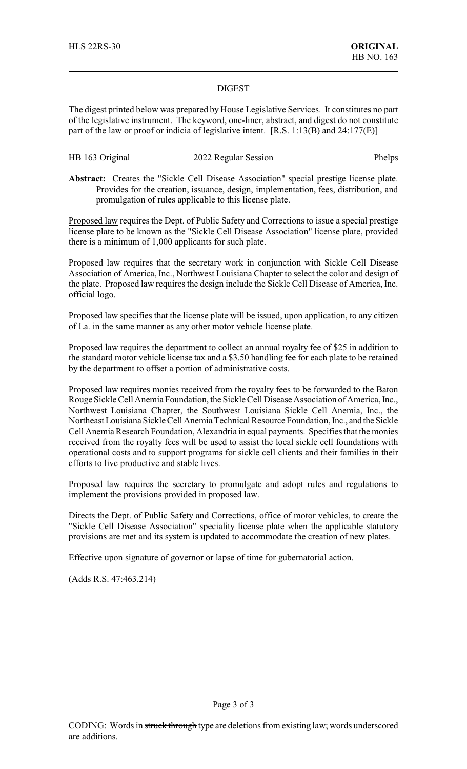HLS 22RS-30 **ORIGINAL**
HB NO. 163

## DIGEST

The digest printed below was prepared by House Legislative Services. It constitutes no part of the legislative instrument. The keyword, one-liner, abstract, and digest do not constitute part of the law or proof or indicia of legislative intent. [R.S. 1:13(B) and 24:177(E)]

| | | |
|---|---|---|
| HB 163 Original | 2022 Regular Session | Phelps |

**Abstract:** Creates the "Sickle Cell Disease Association" special prestige license plate. Provides for the creation, issuance, design, implementation, fees, distribution, and promulgation of rules applicable to this license plate.

Proposed law requires the Dept. of Public Safety and Corrections to issue a special prestige license plate to be known as the "Sickle Cell Disease Association" license plate, provided there is a minimum of 1,000 applicants for such plate.

Proposed law requires that the secretary work in conjunction with Sickle Cell Disease Association of America, Inc., Northwest Louisiana Chapter to select the color and design of the plate. Proposed law requires the design include the Sickle Cell Disease of America, Inc. official logo.

Proposed law specifies that the license plate will be issued, upon application, to any citizen of La. in the same manner as any other motor vehicle license plate.

Proposed law requires the department to collect an annual royalty fee of $25 in addition to the standard motor vehicle license tax and a $3.50 handling fee for each plate to be retained by the department to offset a portion of administrative costs.

Proposed law requires monies received from the royalty fees to be forwarded to the Baton Rouge Sickle Cell Anemia Foundation, the Sickle Cell Disease Association of America, Inc., Northwest Louisiana Chapter, the Southwest Louisiana Sickle Cell Anemia, Inc., the Northeast Louisiana Sickle Cell Anemia Technical Resource Foundation, Inc., and the Sickle Cell Anemia Research Foundation, Alexandria in equal payments. Specifies that the monies received from the royalty fees will be used to assist the local sickle cell foundations with operational costs and to support programs for sickle cell clients and their families in their efforts to live productive and stable lives.

Proposed law requires the secretary to promulgate and adopt rules and regulations to implement the provisions provided in proposed law.

Directs the Dept. of Public Safety and Corrections, office of motor vehicles, to create the "Sickle Cell Disease Association" speciality license plate when the applicable statutory provisions are met and its system is updated to accommodate the creation of new plates.

Effective upon signature of governor or lapse of time for gubernatorial action.

(Adds R.S. 47:463.214)

CODING: Words in ~~struck through~~ type are deletions from existing law; words underscored are additions.